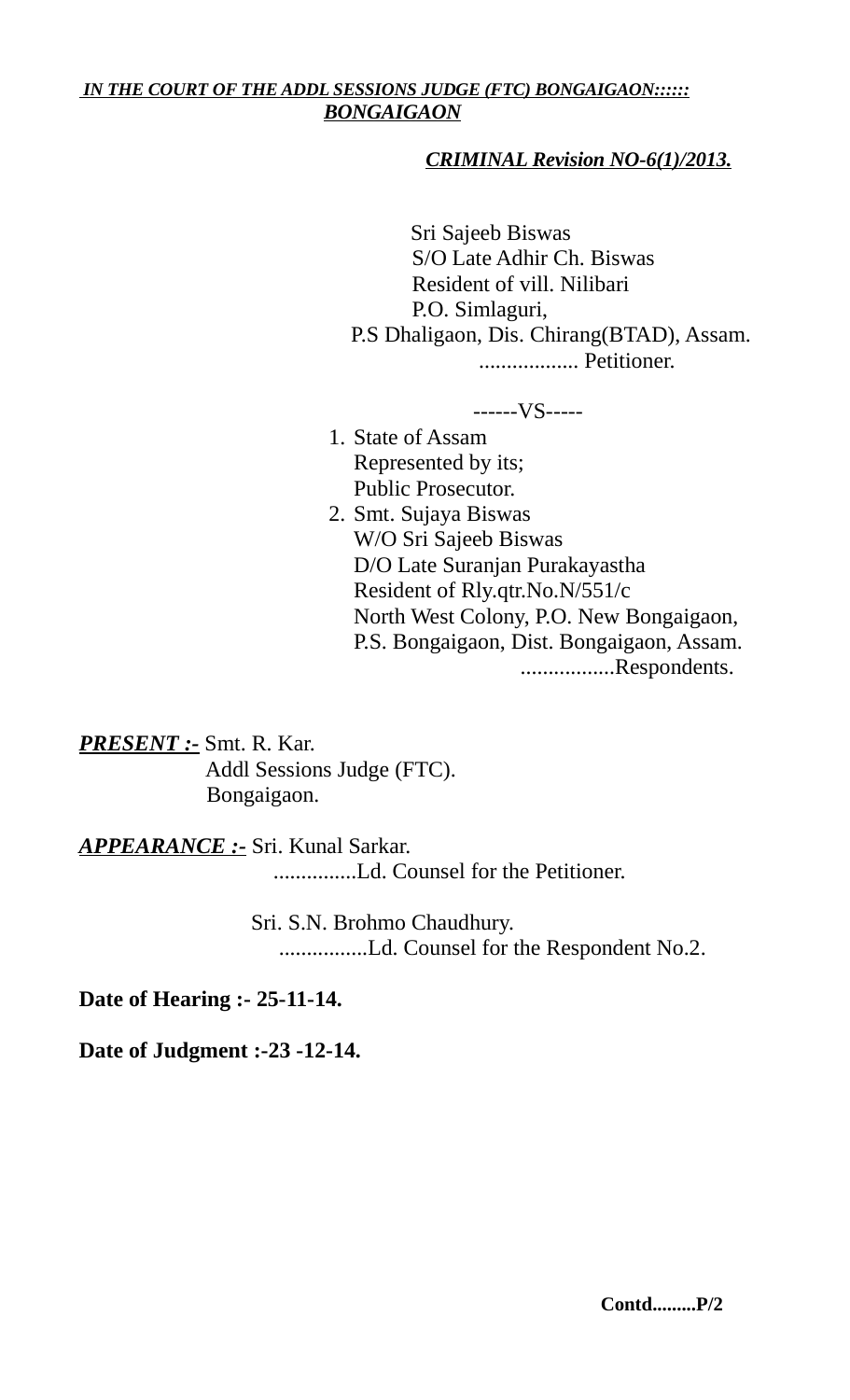***IN THE COURT OF THE ADDL SESSIONS JUDGE (FTC) BONGAIGAON::::: BONGAIGAON***

***CRIMINAL Revision NO-6(1)/2013.***

Sri Sajeeb Biswas
S/O Late Adhir Ch. Biswas
Resident of vill. Nilibari
P.O. Simlaguri,
P.S Dhaligaon, Dis. Chirang(BTAD), Assam.
.................. Petitioner.

------VS-----

1. State of Assam
   Represented by its;
   Public Prosecutor.
2. Smt. Sujaya Biswas
   W/O Sri Sajeeb Biswas
   D/O Late Suranjan Purakayastha
   Resident of Rly.qtr.No.N/551/c
   North West Colony, P.O. New Bongaigaon,
   P.S. Bongaigaon, Dist. Bongaigaon, Assam.
   .................Respondents.

***PRESENT :-*** Smt. R. Kar.
Addl Sessions Judge (FTC).
Bongaigaon.

***APPEARANCE :-*** Sri. Kunal Sarkar.
...............Ld. Counsel for the Petitioner.

Sri. S.N. Brohmo Chaudhury.
................Ld. Counsel for the Respondent No.2.

**Date of Hearing :- 25-11-14.**

**Date of Judgment :-23 -12-14.**

**Contd.........P/2**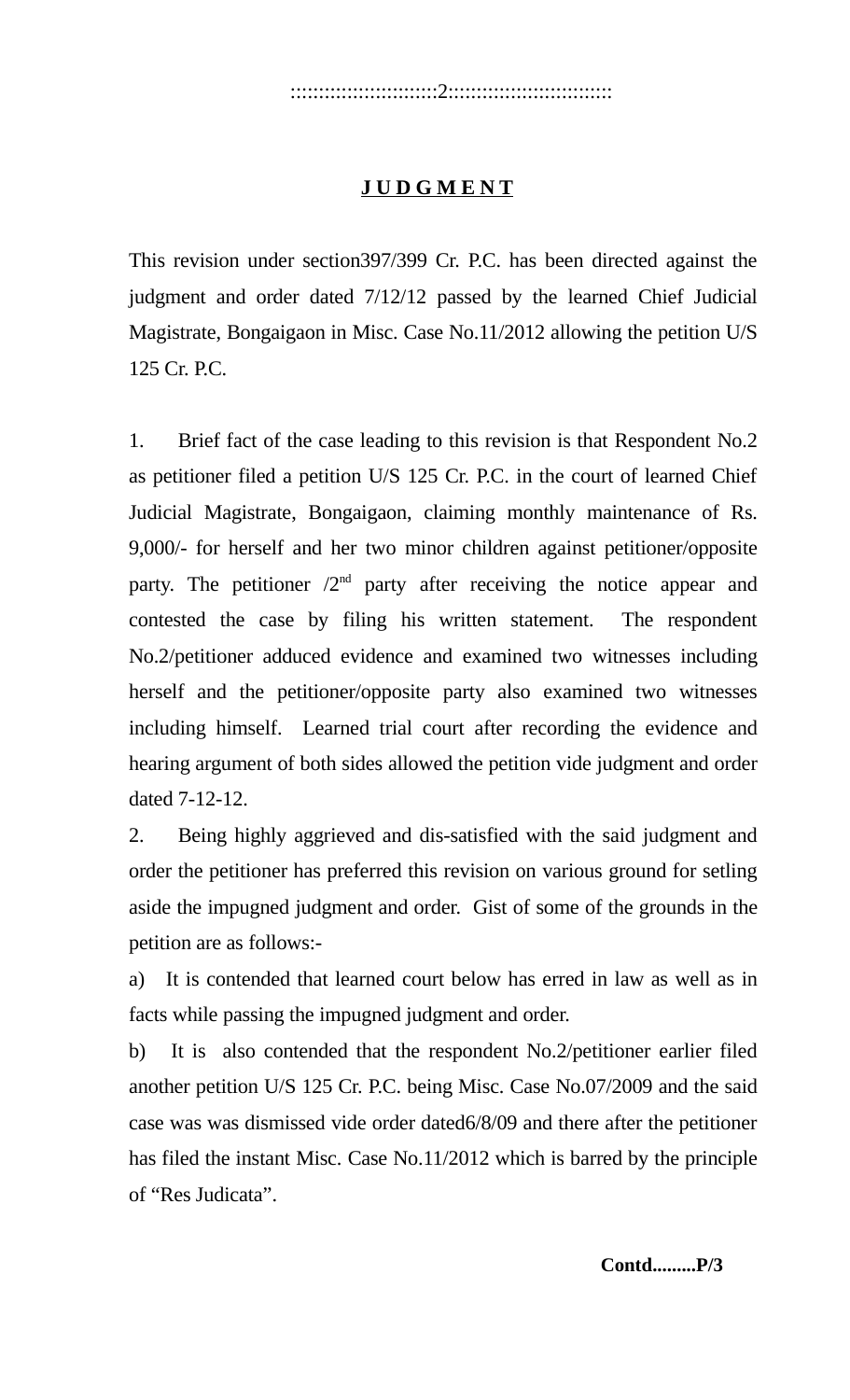**J U D G M E N T**

This revision under section397/399 Cr. P.C. has been directed against the judgment and order dated 7/12/12 passed by the learned Chief Judicial Magistrate, Bongaigaon in Misc. Case No.11/2012 allowing the petition U/S 125 Cr. P.C.

1. Brief fact of the case leading to this revision is that Respondent No.2 as petitioner filed a petition U/S 125 Cr. P.C. in the court of learned Chief Judicial Magistrate, Bongaigaon, claiming monthly maintenance of Rs. 9,000/- for herself and her two minor children against petitioner/opposite party. The petitioner /2nd party after receiving the notice appear and contested the case by filing his written statement. The respondent No.2/petitioner adduced evidence and examined two witnesses including herself and the petitioner/opposite party also examined two witnesses including himself. Learned trial court after recording the evidence and hearing argument of both sides allowed the petition vide judgment and order dated 7-12-12.

2. Being highly aggrieved and dis-satisfied with the said judgment and order the petitioner has preferred this revision on various ground for setling aside the impugned judgment and order. Gist of some of the grounds in the petition are as follows:-

a) It is contended that learned court below has erred in law as well as in facts while passing the impugned judgment and order.

b) It is also contended that the respondent No.2/petitioner earlier filed another petition U/S 125 Cr. P.C. being Misc. Case No.07/2009 and the said case was was dismissed vide order dated6/8/09 and there after the petitioner has filed the instant Misc. Case No.11/2012 which is barred by the principle of "Res Judicata".

**Contd.........P/3**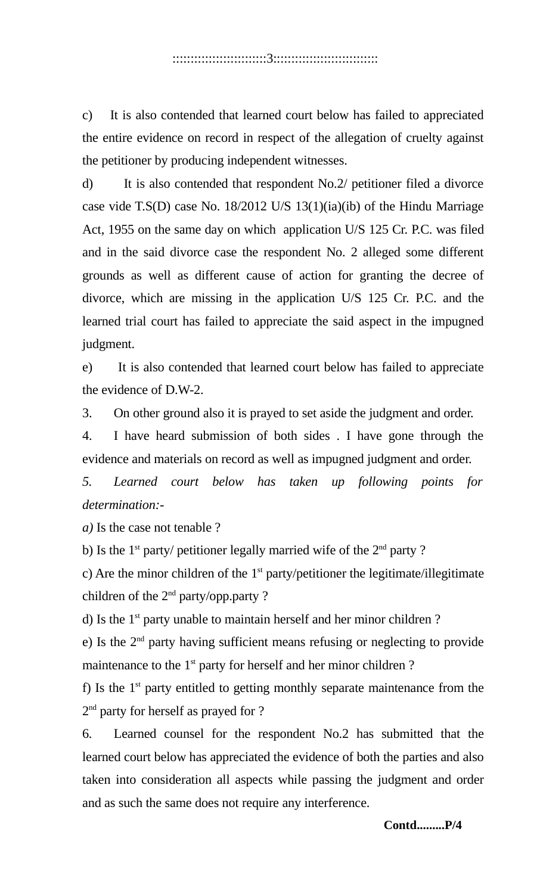c) It is also contended that learned court below has failed to appreciated the entire evidence on record in respect of the allegation of cruelty against the petitioner by producing independent witnesses.

d) It is also contended that respondent No.2/ petitioner filed a divorce case vide T.S(D) case No. 18/2012 U/S 13(1)(ia)(ib) of the Hindu Marriage Act, 1955 on the same day on which application U/S 125 Cr. P.C. was filed and in the said divorce case the respondent No. 2 alleged some different grounds as well as different cause of action for granting the decree of divorce, which are missing in the application U/S 125 Cr. P.C. and the learned trial court has failed to appreciate the said aspect in the impugned judgment.

e) It is also contended that learned court below has failed to appreciate the evidence of D.W-2.

3. On other ground also it is prayed to set aside the judgment and order.

4. I have heard submission of both sides . I have gone through the evidence and materials on record as well as impugned judgment and order.

*5. Learned court below has taken up following points for determination:-*

*a)* Is the case not tenable ?

b) Is the 1st party/ petitioner legally married wife of the 2nd party ?

c) Are the minor children of the 1st party/petitioner the legitimate/illegitimate children of the 2nd party/opp.party ?

d) Is the 1st party unable to maintain herself and her minor children ?

e) Is the 2nd party having sufficient means refusing or neglecting to provide maintenance to the 1st party for herself and her minor children ?

f) Is the 1st party entitled to getting monthly separate maintenance from the 2nd party for herself as prayed for ?

6. Learned counsel for the respondent No.2 has submitted that the learned court below has appreciated the evidence of both the parties and also taken into consideration all aspects while passing the judgment and order and as such the same does not require any interference.

**Contd.........P/4**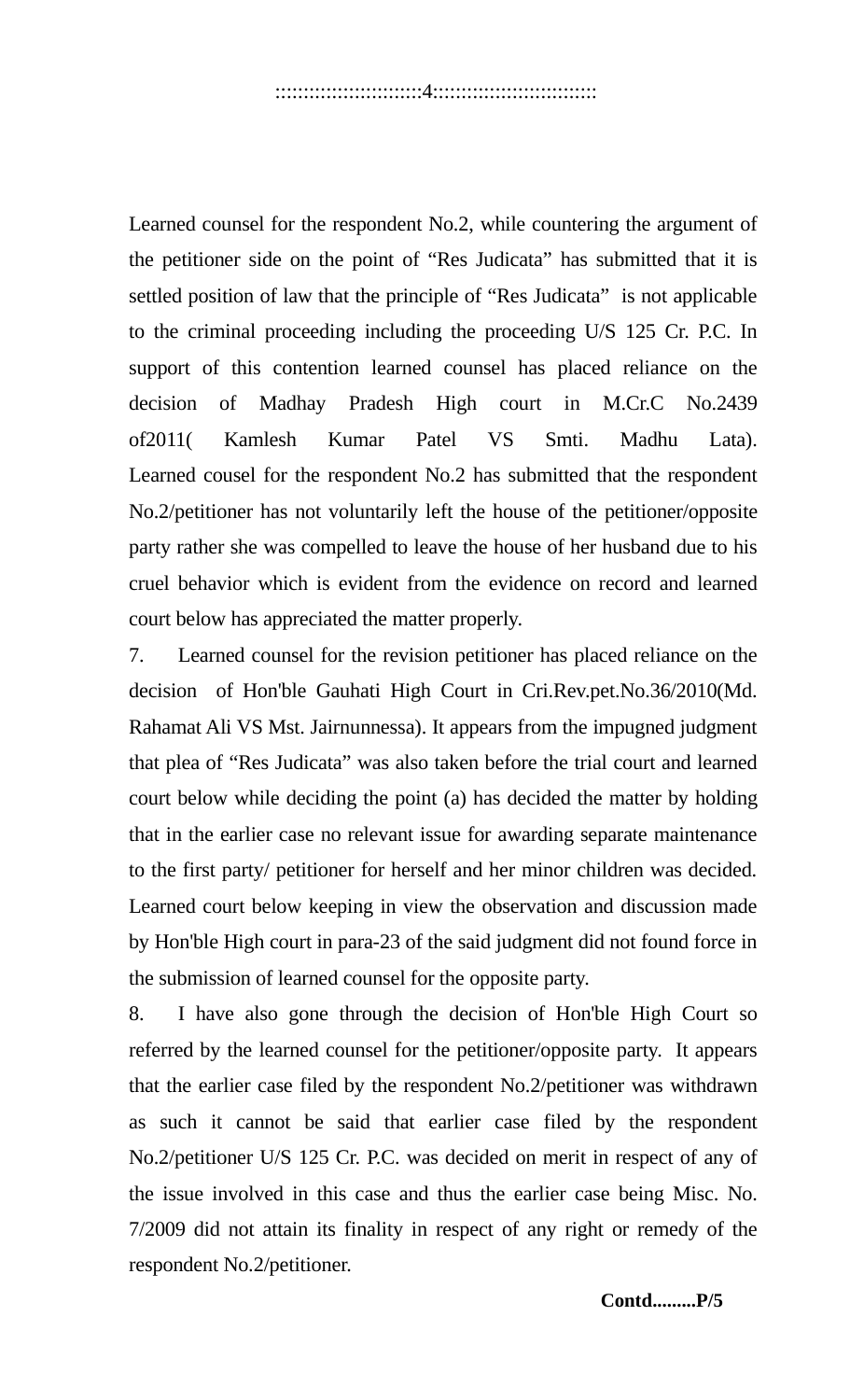Learned counsel for the respondent No.2, while countering the argument of the petitioner side on the point of "Res Judicata" has submitted that it is settled position of law that the principle of "Res Judicata" is not applicable to the criminal proceeding including the proceeding U/S 125 Cr. P.C. In support of this contention learned counsel has placed reliance on the decision of Madhay Pradesh High court in M.Cr.C No.2439 of2011( Kamlesh Kumar Patel VS Smti. Madhu Lata). Learned cousel for the respondent No.2 has submitted that the respondent No.2/petitioner has not voluntarily left the house of the petitioner/opposite party rather she was compelled to leave the house of her husband due to his cruel behavior which is evident from the evidence on record and learned court below has appreciated the matter properly.

7. Learned counsel for the revision petitioner has placed reliance on the decision of Hon'ble Gauhati High Court in Cri.Rev.pet.No.36/2010(Md. Rahamat Ali VS Mst. Jairnunnessa). It appears from the impugned judgment that plea of "Res Judicata" was also taken before the trial court and learned court below while deciding the point (a) has decided the matter by holding that in the earlier case no relevant issue for awarding separate maintenance to the first party/ petitioner for herself and her minor children was decided. Learned court below keeping in view the observation and discussion made by Hon'ble High court in para-23 of the said judgment did not found force in the submission of learned counsel for the opposite party.

8. I have also gone through the decision of Hon'ble High Court so referred by the learned counsel for the petitioner/opposite party. It appears that the earlier case filed by the respondent No.2/petitioner was withdrawn as such it cannot be said that earlier case filed by the respondent No.2/petitioner U/S 125 Cr. P.C. was decided on merit in respect of any of the issue involved in this case and thus the earlier case being Misc. No. 7/2009 did not attain its finality in respect of any right or remedy of the respondent No.2/petitioner.

**Contd.........P/5**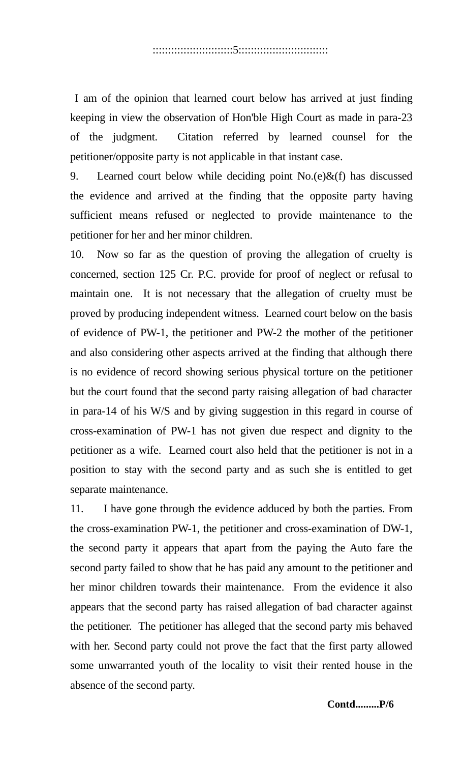I am of the opinion that learned court below has arrived at just finding keeping in view the observation of Hon'ble High Court as made in para-23 of the judgment. Citation referred by learned counsel for the petitioner/opposite party is not applicable in that instant case.

9. Learned court below while deciding point No.(e)&(f) has discussed the evidence and arrived at the finding that the opposite party having sufficient means refused or neglected to provide maintenance to the petitioner for her and her minor children.

10. Now so far as the question of proving the allegation of cruelty is concerned, section 125 Cr. P.C. provide for proof of neglect or refusal to maintain one. It is not necessary that the allegation of cruelty must be proved by producing independent witness. Learned court below on the basis of evidence of PW-1, the petitioner and PW-2 the mother of the petitioner and also considering other aspects arrived at the finding that although there is no evidence of record showing serious physical torture on the petitioner but the court found that the second party raising allegation of bad character in para-14 of his W/S and by giving suggestion in this regard in course of cross-examination of PW-1 has not given due respect and dignity to the petitioner as a wife. Learned court also held that the petitioner is not in a position to stay with the second party and as such she is entitled to get separate maintenance.

11. I have gone through the evidence adduced by both the parties. From the cross-examination PW-1, the petitioner and cross-examination of DW-1, the second party it appears that apart from the paying the Auto fare the second party failed to show that he has paid any amount to the petitioner and her minor children towards their maintenance. From the evidence it also appears that the second party has raised allegation of bad character against the petitioner. The petitioner has alleged that the second party mis behaved with her. Second party could not prove the fact that the first party allowed some unwarranted youth of the locality to visit their rented house in the absence of the second party.

**Contd.........P/6**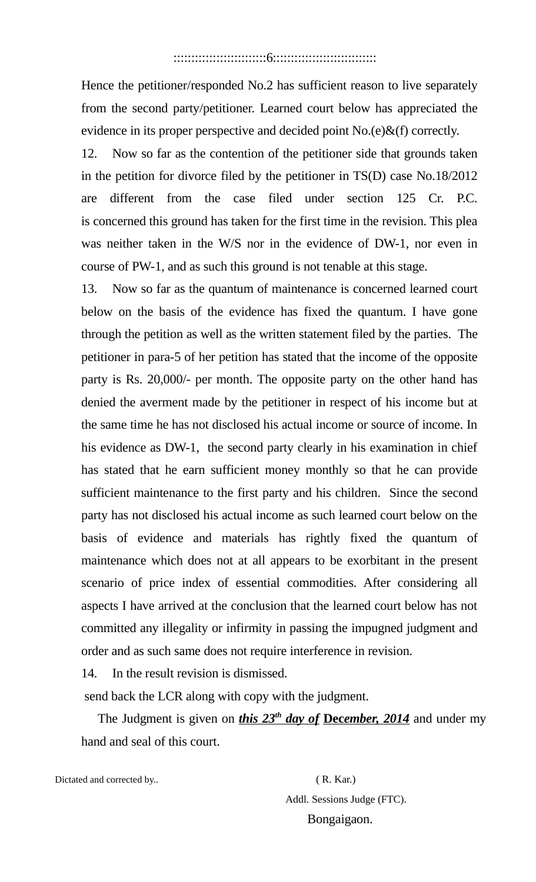Hence the petitioner/responded No.2 has sufficient reason to live separately from the second party/petitioner. Learned court below has appreciated the evidence in its proper perspective and decided point No.(e)&(f) correctly.

12. Now so far as the contention of the petitioner side that grounds taken in the petition for divorce filed by the petitioner in TS(D) case No.18/2012 are different from the case filed under section 125 Cr. P.C. is concerned this ground has taken for the first time in the revision. This plea was neither taken in the W/S nor in the evidence of DW-1, nor even in course of PW-1, and as such this ground is not tenable at this stage.

13. Now so far as the quantum of maintenance is concerned learned court below on the basis of the evidence has fixed the quantum. I have gone through the petition as well as the written statement filed by the parties. The petitioner in para-5 of her petition has stated that the income of the opposite party is Rs. 20,000/- per month. The opposite party on the other hand has denied the averment made by the petitioner in respect of his income but at the same time he has not disclosed his actual income or source of income. In his evidence as DW-1, the second party clearly in his examination in chief has stated that he earn sufficient money monthly so that he can provide sufficient maintenance to the first party and his children. Since the second party has not disclosed his actual income as such learned court below on the basis of evidence and materials has rightly fixed the quantum of maintenance which does not at all appears to be exorbitant in the present scenario of price index of essential commodities. After considering all aspects I have arrived at the conclusion that the learned court below has not committed any illegality or infirmity in passing the impugned judgment and order and as such same does not require interference in revision.

14. In the result revision is dismissed.

send back the LCR along with copy with the judgment.

The Judgment is given on ***this 23rd day of*** **December, *2014*** and under my hand and seal of this court.

Dictated and corrected by..

( R. Kar.)

Addl. Sessions Judge (FTC).

Bongaigaon.